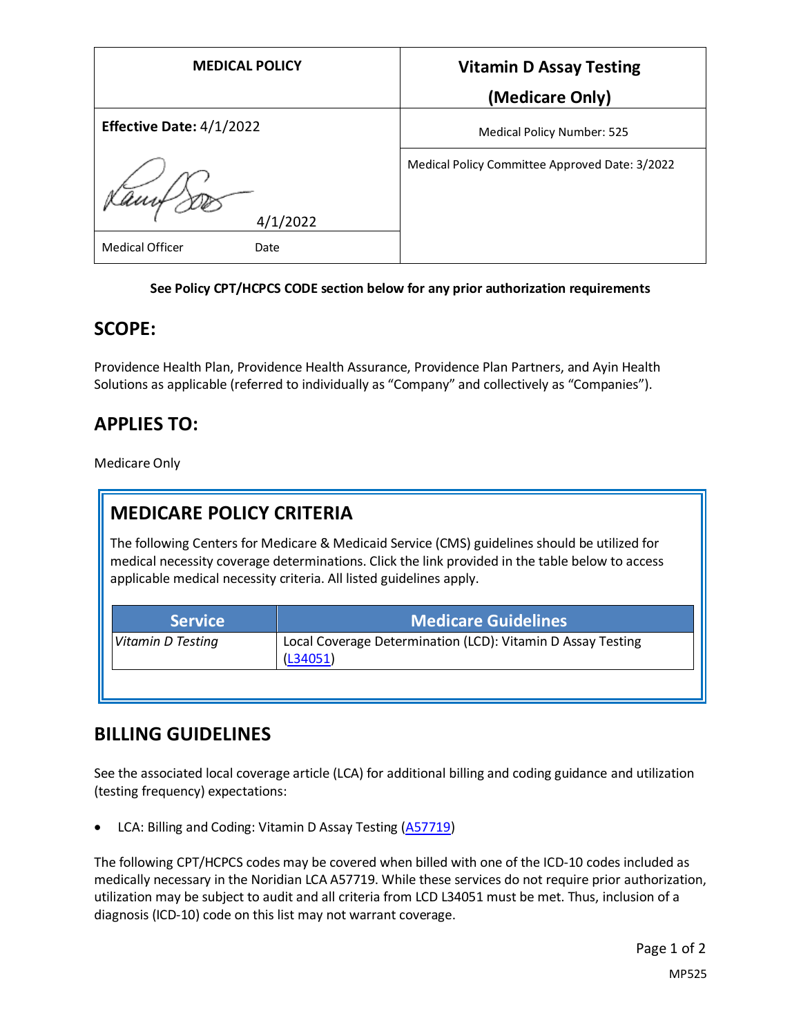| MEDICAL POLICY | Vitamin D Assay Testing (Medicare Only) |
|---|---|
| **Effective Date:** 4/1/2022 | Medical Policy Number: 525 |
| 4/1/2022 | Medical Policy Committee Approved Date: 3/2022 |
| Medical Officer Date | |

**See Policy CPT/HCPCS CODE section below for any prior authorization requirements**

## SCOPE:

Providence Health Plan, Providence Health Assurance, Providence Plan Partners, and Ayin Health Solutions as applicable (referred to individually as "Company" and collectively as "Companies").

## APPLIES TO:

Medicare Only

## MEDICARE POLICY CRITERIA

The following Centers for Medicare & Medicaid Service (CMS) guidelines should be utilized for medical necessity coverage determinations. Click the link provided in the table below to access applicable medical necessity criteria. All listed guidelines apply.

| Service | Medicare Guidelines |
|---|---|
| *Vitamin D Testing* | Local Coverage Determination (LCD): Vitamin D Assay Testing (L34051) |

## BILLING GUIDELINES

See the associated local coverage article (LCA) for additional billing and coding guidance and utilization (testing frequency) expectations:

- LCA: Billing and Coding: Vitamin D Assay Testing (A57719)

The following CPT/HCPCS codes may be covered when billed with one of the ICD-10 codes included as medically necessary in the Noridian LCA A57719. While these services do not require prior authorization, utilization may be subject to audit and all criteria from LCD L34051 must be met. Thus, inclusion of a diagnosis (ICD-10) code on this list may not warrant coverage.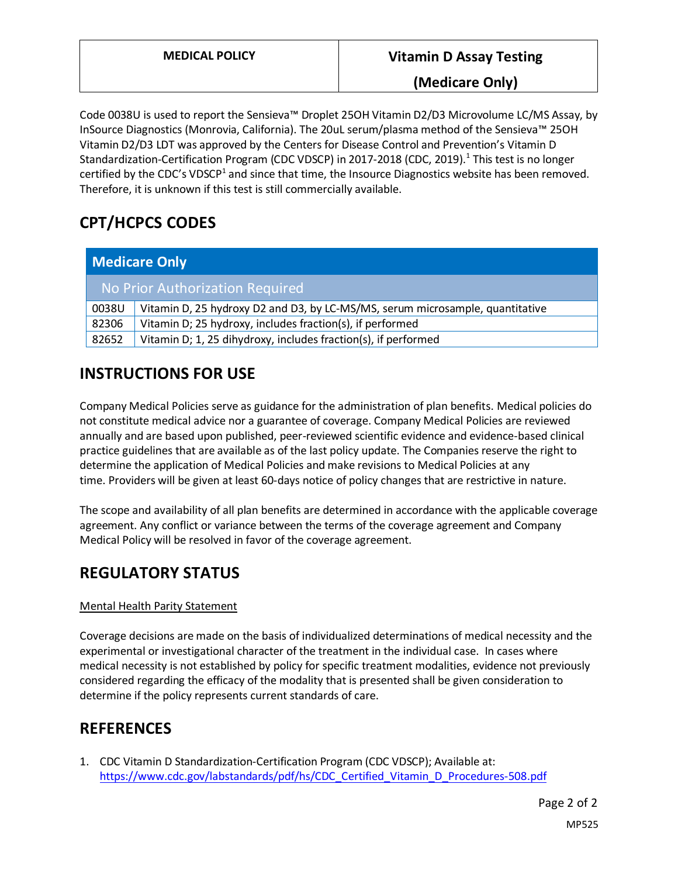Code 0038U is used to report the Sensieva™ Droplet 25OH Vitamin D2/D3 Microvolume LC/MS Assay, by InSource Diagnostics (Monrovia, California). The 20uL serum/plasma method of the Sensieva™ 25OH Vitamin D2/D3 LDT was approved by the Centers for Disease Control and Prevention's Vitamin D Standardization-Certification Program (CDC VDSCP) in 2017-2018 (CDC, 2019).[1] This test is no longer certified by the CDC's VDSCP[1] and since that time, the Insource Diagnostics website has been removed. Therefore, it is unknown if this test is still commercially available.

## CPT/HCPCS CODES

| Medicare Only | |
|---|---|
| No Prior Authorization Required | |
| 0038U | Vitamin D, 25 hydroxy D2 and D3, by LC-MS/MS, serum microsample, quantitative |
| 82306 | Vitamin D; 25 hydroxy, includes fraction(s), if performed |
| 82652 | Vitamin D; 1, 25 dihydroxy, includes fraction(s), if performed |

## INSTRUCTIONS FOR USE

Company Medical Policies serve as guidance for the administration of plan benefits. Medical policies do not constitute medical advice nor a guarantee of coverage. Company Medical Policies are reviewed annually and are based upon published, peer-reviewed scientific evidence and evidence-based clinical practice guidelines that are available as of the last policy update. The Companies reserve the right to determine the application of Medical Policies and make revisions to Medical Policies at any time. Providers will be given at least 60-days notice of policy changes that are restrictive in nature.

The scope and availability of all plan benefits are determined in accordance with the applicable coverage agreement. Any conflict or variance between the terms of the coverage agreement and Company Medical Policy will be resolved in favor of the coverage agreement.

## REGULATORY STATUS

Mental Health Parity Statement

Coverage decisions are made on the basis of individualized determinations of medical necessity and the experimental or investigational character of the treatment in the individual case. In cases where medical necessity is not established by policy for specific treatment modalities, evidence not previously considered regarding the efficacy of the modality that is presented shall be given consideration to determine if the policy represents current standards of care.

## REFERENCES

1. CDC Vitamin D Standardization-Certification Program (CDC VDSCP); Available at: https://www.cdc.gov/labstandards/pdf/hs/CDC_Certified_Vitamin_D_Procedures-508.pdf

MP525